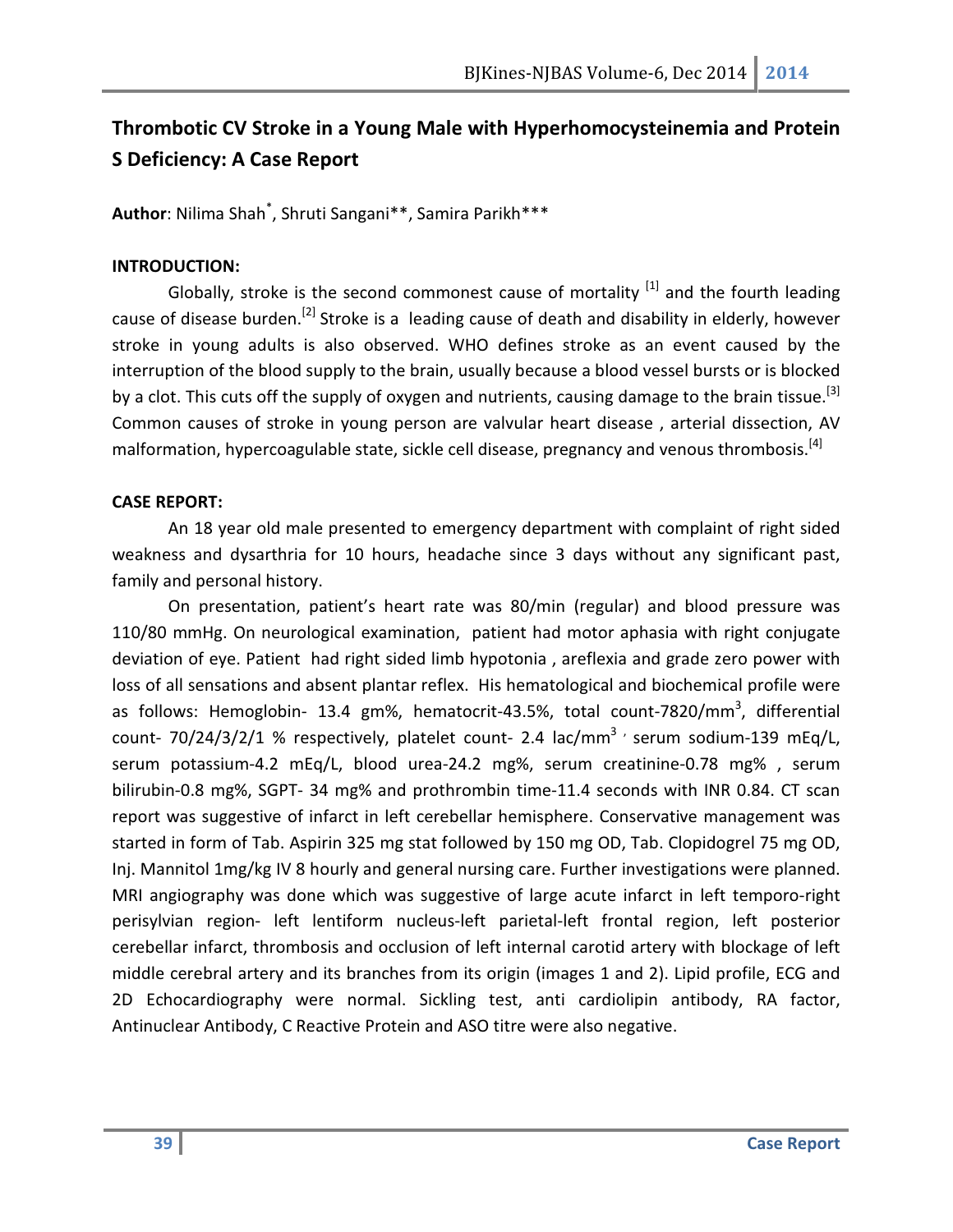# Thrombotic CV Stroke in a Young Male with Hyperhomocysteinemia and Protein S Deficiency: A Case Report

**Author**: Nilima Shah*, Shruti Sangani**, Samira Parikh***

## INTRODUCTION:

Globally, stroke is the second commonest cause of mortality [1] and the fourth leading cause of disease burden.[2] Stroke is a leading cause of death and disability in elderly, however stroke in young adults is also observed. WHO defines stroke as an event caused by the interruption of the blood supply to the brain, usually because a blood vessel bursts or is blocked by a clot. This cuts off the supply of oxygen and nutrients, causing damage to the brain tissue.[3] Common causes of stroke in young person are valvular heart disease , arterial dissection, AV malformation, hypercoagulable state, sickle cell disease, pregnancy and venous thrombosis.[4]

## CASE REPORT:

An 18 year old male presented to emergency department with complaint of right sided weakness and dysarthria for 10 hours, headache since 3 days without any significant past, family and personal history.

On presentation, patient's heart rate was 80/min (regular) and blood pressure was 110/80 mmHg. On neurological examination, patient had motor aphasia with right conjugate deviation of eye. Patient had right sided limb hypotonia , areflexia and grade zero power with loss of all sensations and absent plantar reflex. His hematological and biochemical profile were as follows: Hemoglobin- 13.4 gm%, hematocrit-43.5%, total count-7820/mm$^3$, differential count- 70/24/3/2/1 % respectively, platelet count- 2.4 lac/mm$^3$, serum sodium-139 mEq/L, serum potassium-4.2 mEq/L, blood urea-24.2 mg%, serum creatinine-0.78 mg% , serum bilirubin-0.8 mg%, SGPT- 34 mg% and prothrombin time-11.4 seconds with INR 0.84. CT scan report was suggestive of infarct in left cerebellar hemisphere. Conservative management was started in form of Tab. Aspirin 325 mg stat followed by 150 mg OD, Tab. Clopidogrel 75 mg OD, Inj. Mannitol 1mg/kg IV 8 hourly and general nursing care. Further investigations were planned. MRI angiography was done which was suggestive of large acute infarct in left temporo-right perisylvian region- left lentiform nucleus-left parietal-left frontal region, left posterior cerebellar infarct, thrombosis and occlusion of left internal carotid artery with blockage of left middle cerebral artery and its branches from its origin (images 1 and 2). Lipid profile, ECG and 2D Echocardiography were normal. Sickling test, anti cardiolipin antibody, RA factor, Antinuclear Antibody, C Reactive Protein and ASO titre were also negative.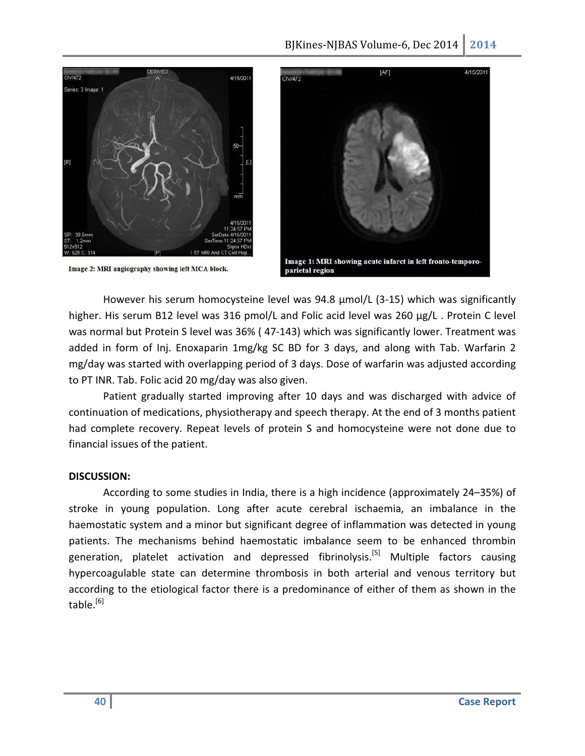Image 2: MRI angiography showing left MCA block.

Image 1: MRI showing acute infarct in left fronto-temporo-parietal region

However his serum homocysteine level was 94.8 µmol/L (3-15) which was significantly higher. His serum B12 level was 316 pmol/L and Folic acid level was 260 µg/L . Protein C level was normal but Protein S level was 36% ( 47-143) which was significantly lower. Treatment was added in form of Inj. Enoxaparin 1mg/kg SC BD for 3 days, and along with Tab. Warfarin 2 mg/day was started with overlapping period of 3 days. Dose of warfarin was adjusted according to PT INR. Tab. Folic acid 20 mg/day was also given.

Patient gradually started improving after 10 days and was discharged with advice of continuation of medications, physiotherapy and speech therapy. At the end of 3 months patient had complete recovery. Repeat levels of protein S and homocysteine were not done due to financial issues of the patient.

**DISCUSSION:**

According to some studies in India, there is a high incidence (approximately 24–35%) of stroke in young population. Long after acute cerebral ischaemia, an imbalance in the haemostatic system and a minor but significant degree of inflammation was detected in young patients. The mechanisms behind haemostatic imbalance seem to be enhanced thrombin generation, platelet activation and depressed fibrinolysis.[5] Multiple factors causing hypercoagulable state can determine thrombosis in both arterial and venous territory but according to the etiological factor there is a predominance of either of them as shown in the table.[6]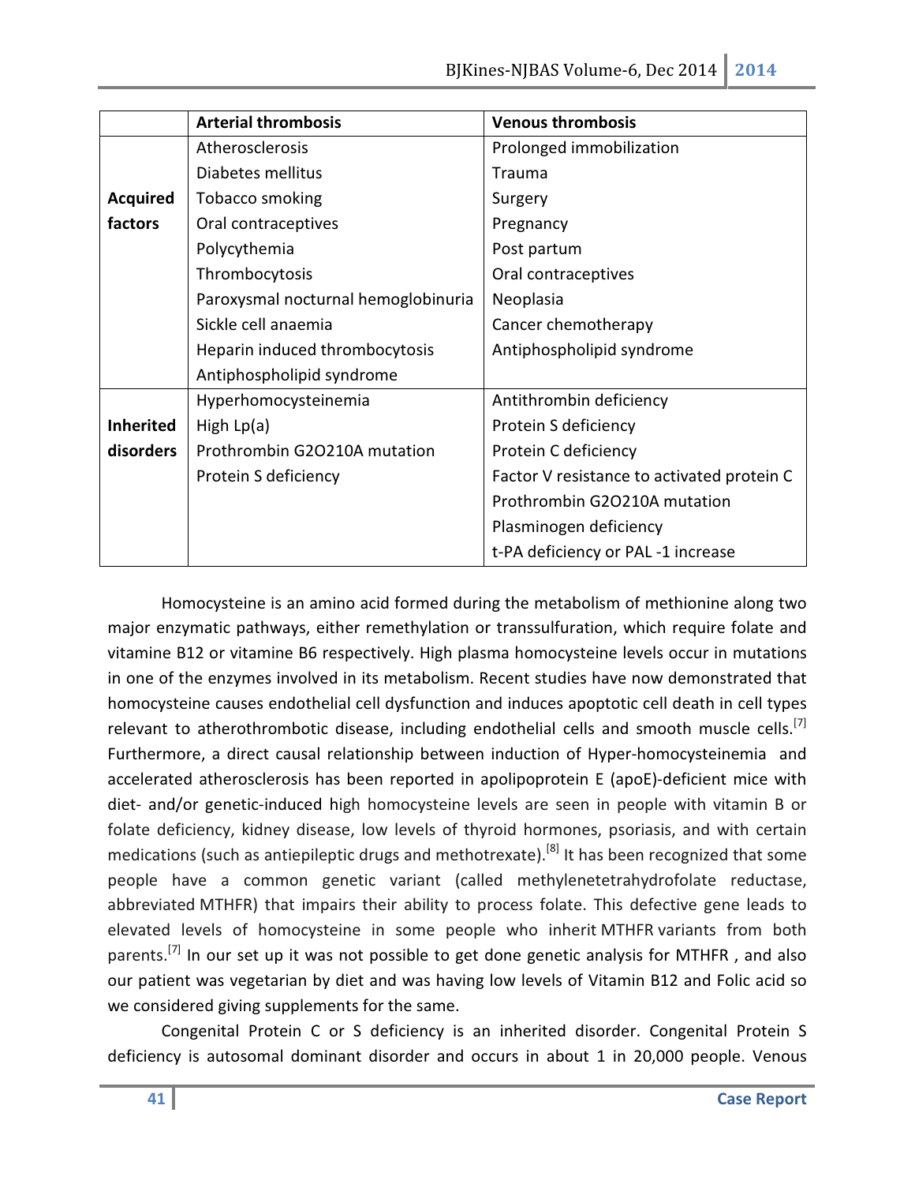| | Arterial thrombosis | Venous thrombosis |
|---|---|---|
| **Acquired factors** | Atherosclerosis<br>Diabetes mellitus<br>Tobacco smoking<br>Oral contraceptives<br>Polycythemia<br>Thrombocytosis<br>Paroxysmal nocturnal hemoglobinuria<br>Sickle cell anaemia<br>Heparin induced thrombocytosis<br>Antiphospholipid syndrome | Prolonged immobilization<br>Trauma<br>Surgery<br>Pregnancy<br>Post partum<br>Oral contraceptives<br>Neoplasia<br>Cancer chemotherapy<br>Antiphospholipid syndrome |
| **Inherited disorders** | Hyperhomocysteinemia<br>High Lp(a)<br>Prothrombin G2O210A mutation<br>Protein S deficiency | Antithrombin deficiency<br>Protein S deficiency<br>Protein C deficiency<br>Factor V resistance to activated protein C<br>Prothrombin G2O210A mutation<br>Plasminogen deficiency<br>t-PA deficiency or PAL -1 increase |

Homocysteine is an amino acid formed during the metabolism of methionine along two major enzymatic pathways, either remethylation or transsulfuration, which require folate and vitamine B12 or vitamine B6 respectively. High plasma homocysteine levels occur in mutations in one of the enzymes involved in its metabolism. Recent studies have now demonstrated that homocysteine causes endothelial cell dysfunction and induces apoptotic cell death in cell types relevant to atherothrombotic disease, including endothelial cells and smooth muscle cells.[7] Furthermore, a direct causal relationship between induction of Hyper-homocysteinemia and accelerated atherosclerosis has been reported in apolipoprotein E (apoE)-deficient mice with diet- and/or genetic-induced high homocysteine levels are seen in people with vitamin B or folate deficiency, kidney disease, low levels of thyroid hormones, psoriasis, and with certain medications (such as antiepileptic drugs and methotrexate).[8] It has been recognized that some people have a common genetic variant (called methylenetetrahydrofolate reductase, abbreviated MTHFR) that impairs their ability to process folate. This defective gene leads to elevated levels of homocysteine in some people who inherit MTHFR variants from both parents.[7] In our set up it was not possible to get done genetic analysis for MTHFR , and also our patient was vegetarian by diet and was having low levels of Vitamin B12 and Folic acid so we considered giving supplements for the same.

Congenital Protein C or S deficiency is an inherited disorder. Congenital Protein S deficiency is autosomal dominant disorder and occurs in about 1 in 20,000 people. Venous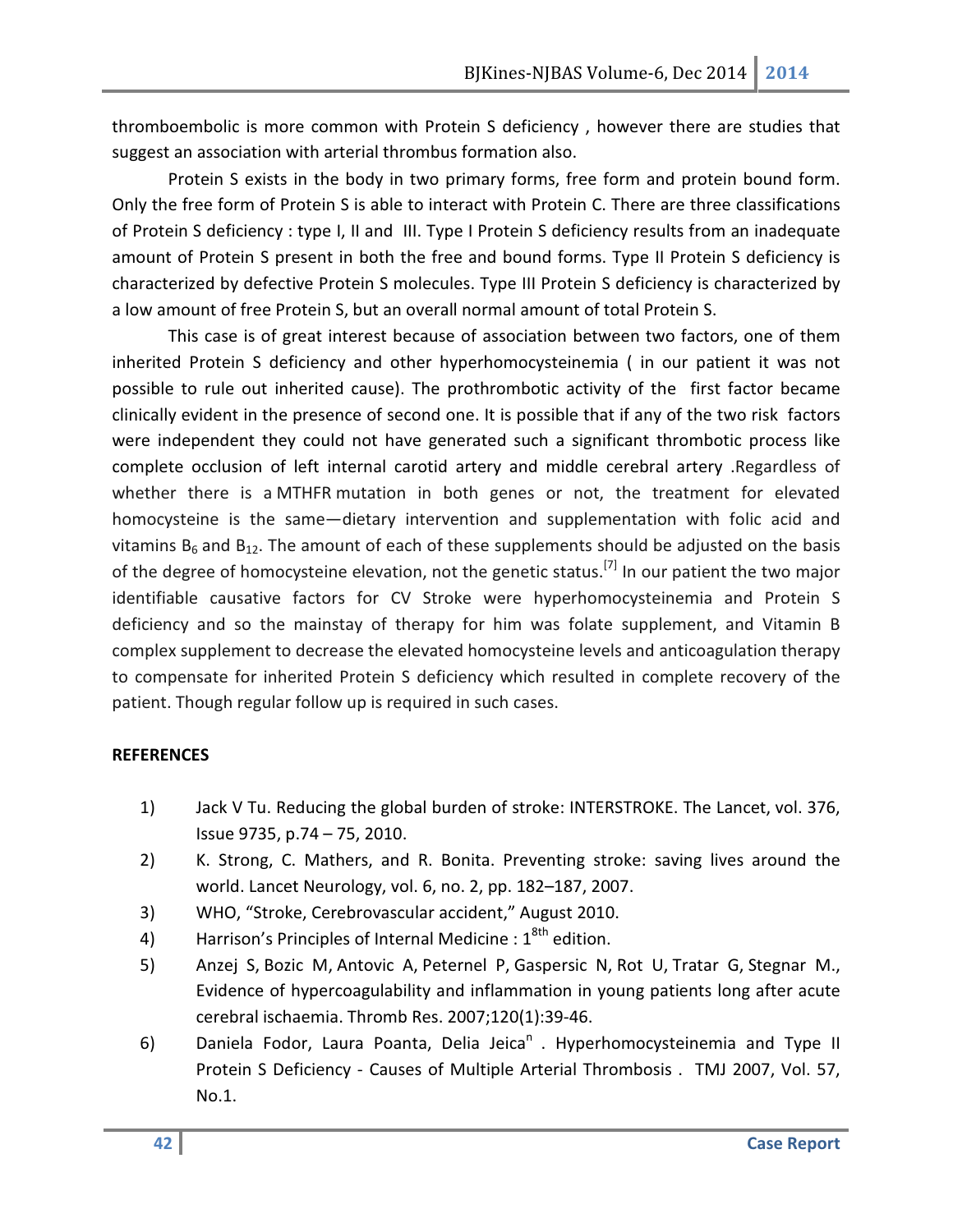thromboembolic is more common with Protein S deficiency , however there are studies that suggest an association with arterial thrombus formation also.

Protein S exists in the body in two primary forms, free form and protein bound form. Only the free form of Protein S is able to interact with Protein C. There are three classifications of Protein S deficiency : type I, II and III. Type I Protein S deficiency results from an inadequate amount of Protein S present in both the free and bound forms. Type II Protein S deficiency is characterized by defective Protein S molecules. Type III Protein S deficiency is characterized by a low amount of free Protein S, but an overall normal amount of total Protein S.

This case is of great interest because of association between two factors, one of them inherited Protein S deficiency and other hyperhomocysteinemia ( in our patient it was not possible to rule out inherited cause). The prothrombotic activity of the first factor became clinically evident in the presence of second one. It is possible that if any of the two risk factors were independent they could not have generated such a significant thrombotic process like complete occlusion of left internal carotid artery and middle cerebral artery .Regardless of whether there is a MTHFR mutation in both genes or not, the treatment for elevated homocysteine is the same—dietary intervention and supplementation with folic acid and vitamins $B_6$ and $B_{12}$. The amount of each of these supplements should be adjusted on the basis of the degree of homocysteine elevation, not the genetic status.[7] In our patient the two major identifiable causative factors for CV Stroke were hyperhomocysteinemia and Protein S deficiency and so the mainstay of therapy for him was folate supplement, and Vitamin B complex supplement to decrease the elevated homocysteine levels and anticoagulation therapy to compensate for inherited Protein S deficiency which resulted in complete recovery of the patient. Though regular follow up is required in such cases.

**REFERENCES**

1) Jack V Tu. Reducing the global burden of stroke: INTERSTROKE. The Lancet, vol. 376, Issue 9735, p.74 – 75, 2010.
2) K. Strong, C. Mathers, and R. Bonita. Preventing stroke: saving lives around the world. Lancet Neurology, vol. 6, no. 2, pp. 182–187, 2007.
3) WHO, “Stroke, Cerebrovascular accident,” August 2010.
4) Harrison’s Principles of Internal Medicine : 18th edition.
5) Anzej S, Bozic M, Antovic A, Peternel P, Gaspersic N, Rot U, Tratar G, Stegnar M., Evidence of hypercoagulability and inflammation in young patients long after acute cerebral ischaemia. Thromb Res. 2007;120(1):39-46.
6) Daniela Fodor, Laura Poanta, Delia Jeica[n] . Hyperhomocysteinemia and Type II Protein S Deficiency - Causes of Multiple Arterial Thrombosis . TMJ 2007, Vol. 57, No.1.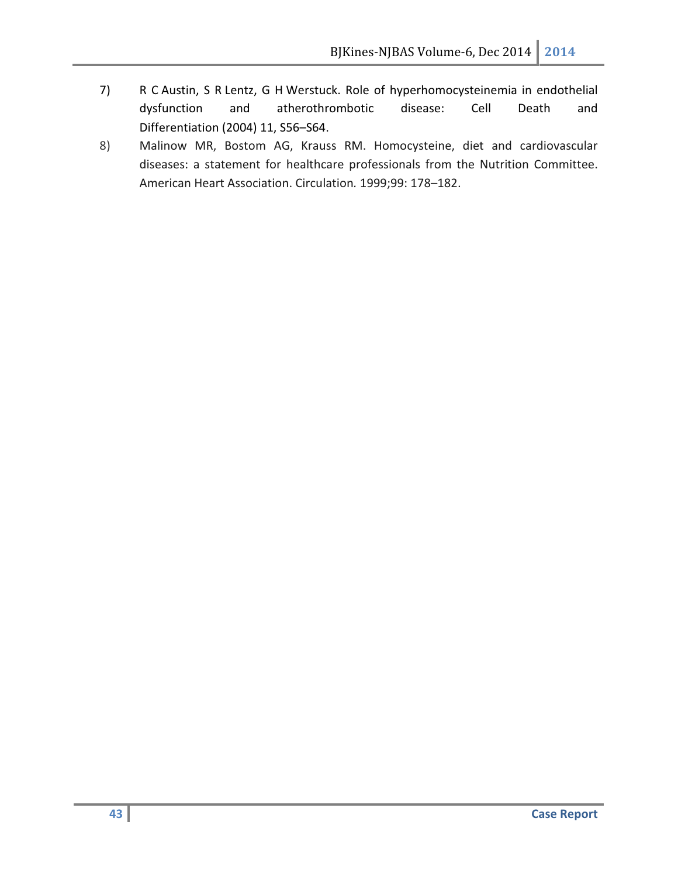7) R C Austin, S R Lentz, G H Werstuck. Role of hyperhomocysteinemia in endothelial dysfunction and atherothrombotic disease: Cell Death and Differentiation (2004) 11, S56–S64.

8) Malinow MR, Bostom AG, Krauss RM. Homocysteine, diet and cardiovascular diseases: a statement for healthcare professionals from the Nutrition Committee. American Heart Association. Circulation. 1999;99: 178–182.